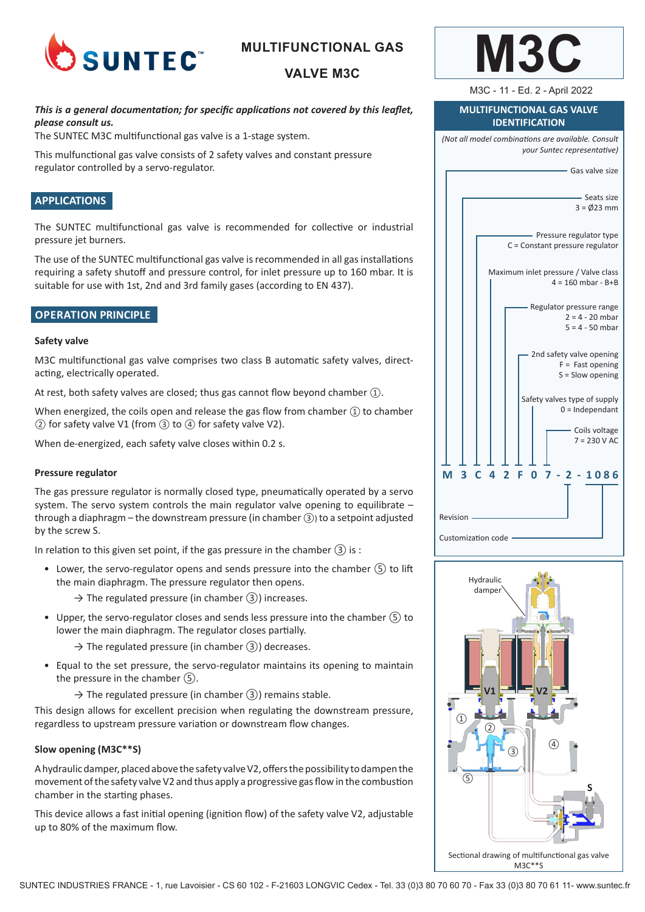# MULTIFUNCTIONAL GAS VALVE M3C

# M3C

M3C - 11 - Ed. 2 - April 2022

***This is a general documentation; for specific applications not covered by this leaflet, please consult us.***

The SUNTEC M3C multifunctional gas valve is a 1-stage system.

This mulfunctional gas valve consists of 2 safety valves and constant pressure regulator controlled by a servo-regulator.

## APPLICATIONS

The SUNTEC multifunctional gas valve is recommended for collective or industrial pressure jet burners.

The use of the SUNTEC multifunctional gas valve is recommended in all gas installations requiring a safety shutoff and pressure control, for inlet pressure up to 160 mbar. It is suitable for use with 1st, 2nd and 3rd family gases (according to EN 437).

## OPERATION PRINCIPLE

### Safety valve

M3C multifunctional gas valve comprises two class B automatic safety valves, direct-acting, electrically operated.

At rest, both safety valves are closed; thus gas cannot flow beyond chamber ①.

When energized, the coils open and release the gas flow from chamber ① to chamber ② for safety valve V1 (from ③ to ④ for safety valve V2).

When de-energized, each safety valve closes within 0.2 s.

### Pressure regulator

The gas pressure regulator is normally closed type, pneumatically operated by a servo system. The servo system controls the main regulator valve opening to equilibrate – through a diaphragm – the downstream pressure (in chamber ③) to a setpoint adjusted by the screw S.

In relation to this given set point, if the gas pressure in the chamber ③ is :

- Lower, the servo-regulator opens and sends pressure into the chamber ⑤ to lift the main diaphragm. The pressure regulator then opens.
  → The regulated pressure (in chamber ③) increases.
- Upper, the servo-regulator closes and sends less pressure into the chamber ⑤ to lower the main diaphragm. The regulator closes partially.
  → The regulated pressure (in chamber ③) decreases.
- Equal to the set pressure, the servo-regulator maintains its opening to maintain the pressure in the chamber ⑤.
  → The regulated pressure (in chamber ③) remains stable.

This design allows for excellent precision when regulating the downstream pressure, regardless to upstream pressure variation or downstream flow changes.

### Slow opening (M3C**S)

A hydraulic damper, placed above the safety valve V2, offers the possibility to dampen the movement of the safety valve V2 and thus apply a progressive gas flow in the combustion chamber in the starting phases.

This device allows a fast initial opening (ignition flow) of the safety valve V2, adjustable up to 80% of the maximum flow.

## MULTIFUNCTIONAL GAS VALVE IDENTIFICATION

*(Not all model combinations are available. Consult your Suntec representative)*

**M 3 C 4 2 F 0 7 - 2 - 1086**

- M: Gas valve size
- 3: Seats size — 3 = Ø23 mm
- C: Pressure regulator type — C = Constant pressure regulator
- 4: Maximum inlet pressure / Valve class — 4 = 160 mbar - B+B
- 2: Regulator pressure range — 2 = 4 - 20 mbar; 5 = 4 - 50 mbar
- F: 2nd safety valve opening — F = Fast opening; S = Slow opening
- 0: Safety valves type of supply — 0 = Independant
- 7: Coils voltage — 7 = 230 V AC
- 2: Revision
- 1086: Customization code

Hydraulic damper, V1, V2, ①, ②, ③, ④, ⑤, S

Sectional drawing of multifunctional gas valve M3C**S

SUNTEC INDUSTRIES FRANCE - 1, rue Lavoisier - CS 60 102 - F-21603 LONGVIC Cedex - Tel. 33 (0)3 80 70 60 70 - Fax 33 (0)3 80 70 61 11- www.suntec.fr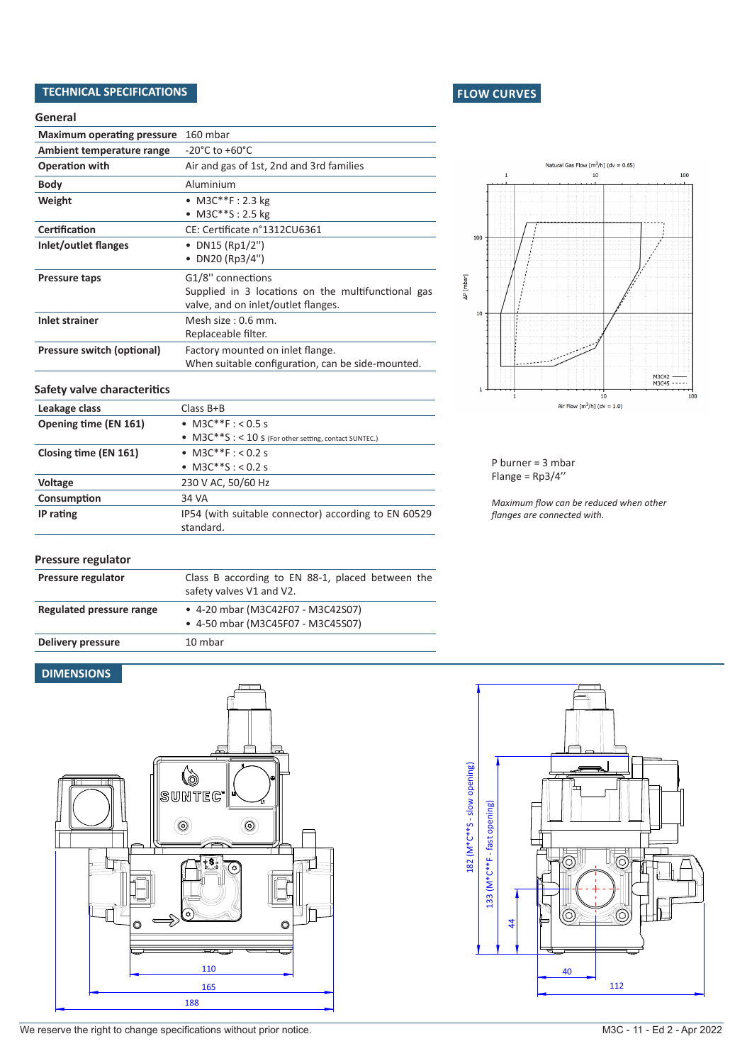## TECHNICAL SPECIFICATIONS

### General

| | |
|---|---|
| **Maximum operating pressure** | 160 mbar |
| **Ambient temperature range** | -20°C to +60°C |
| **Operation with** | Air and gas of 1st, 2nd and 3rd families |
| **Body** | Aluminium |
| **Weight** | • M3C**F : 2.3 kg<br>• M3C**S : 2.5 kg |
| **Certification** | CE: Certificate n°1312CU6361 |
| **Inlet/outlet flanges** | • DN15 (Rp1/2'')<br>• DN20 (Rp3/4'') |
| **Pressure taps** | G1/8'' connections<br>Supplied in 3 locations on the multifunctional gas valve, and on inlet/outlet flanges. |
| **Inlet strainer** | Mesh size : 0.6 mm.<br>Replaceable filter. |
| **Pressure switch (optional)** | Factory mounted on inlet flange.<br>When suitable configuration, can be side-mounted. |

### Safety valve characteritics

| | |
|---|---|
| **Leakage class** | Class B+B |
| **Opening time (EN 161)** | • M3C**F : < 0.5 s<br>• M3C**S : < 10 s (For other setting, contact SUNTEC.) |
| **Closing time (EN 161)** | • M3C**F : < 0.2 s<br>• M3C**S : < 0.2 s |
| **Voltage** | 230 V AC, 50/60 Hz |
| **Consumption** | 34 VA |
| **IP rating** | IP54 (with suitable connector) according to EN 60529 standard. |

### Pressure regulator

| | |
|---|---|
| **Pressure regulator** | Class B according to EN 88-1, placed between the safety valves V1 and V2. |
| **Regulated pressure range** | • 4-20 mbar (M3C42F07 - M3C42S07)<br>• 4-50 mbar (M3C45F07 - M3C45S07) |
| **Delivery pressure** | 10 mbar |

## FLOW CURVES

Natural Gas Flow [m³/h] (dv = 0.65)
1 10 100
ΔP [mbar]
100
10
1
M3C42
M3C45
1 10 100
Air Flow [m³/h] (dv = 1.0)

P burner = 3 mbar
Flange = Rp3/4''

*Maximum flow can be reduced when other flanges are connected with.*

## DIMENSIONS

SUNTEC
110
165
188

182 (M*C**S - slow opening)
133 (M*C**F - fast opening)
44
40
112

We reserve the right to change specifications without prior notice.